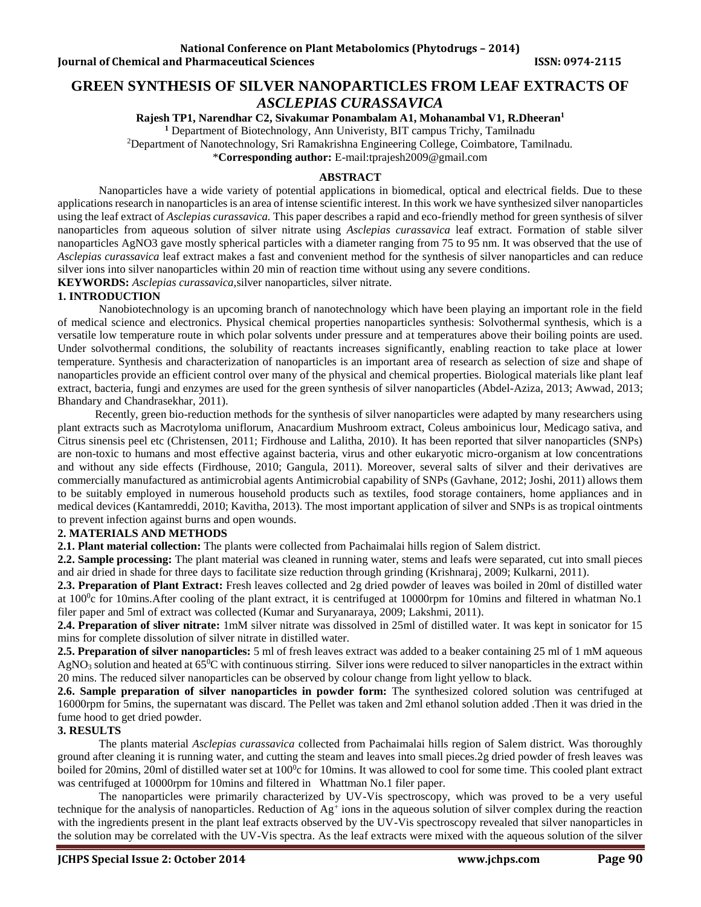# GREEN SYNTHESIS OF SILVER NANOPARTICLES FROM LEAF EXTRACTS OF *ASCLEPIAS CURASSAVICA*

**Rajesh TP1, Narendhar C2, Sivakumar Ponambalam A1, Mohanambal V1, R.Dheeran[1]**

[1] Department of Biotechnology, Ann Univeristy, BIT campus Trichy, Tamilnadu

[2]Department of Nanotechnology, Sri Ramakrishna Engineering College, Coimbatore, Tamilnadu.

\***Corresponding author:** E-mail:tprajesh2009@gmail.com

## ABSTRACT

Nanoparticles have a wide variety of potential applications in biomedical, optical and electrical fields. Due to these applications research in nanoparticles is an area of intense scientific interest. In this work we have synthesized silver nanoparticles using the leaf extract of *Asclepias curassavica.* This paper describes a rapid and eco-friendly method for green synthesis of silver nanoparticles from aqueous solution of silver nitrate using *Asclepias curassavica* leaf extract. Formation of stable silver nanoparticles AgNO3 gave mostly spherical particles with a diameter ranging from 75 to 95 nm. It was observed that the use of *Asclepias curassavica* leaf extract makes a fast and convenient method for the synthesis of silver nanoparticles and can reduce silver ions into silver nanoparticles within 20 min of reaction time without using any severe conditions.

**KEYWORDS:** *Asclepias curassavica,*silver nanoparticles, silver nitrate.

## 1. INTRODUCTION

Nanobiotechnology is an upcoming branch of nanotechnology which have been playing an important role in the field of medical science and electronics. Physical chemical properties nanoparticles synthesis: Solvothermal synthesis, which is a versatile low temperature route in which polar solvents under pressure and at temperatures above their boiling points are used. Under solvothermal conditions, the solubility of reactants increases significantly, enabling reaction to take place at lower temperature. Synthesis and characterization of nanoparticles is an important area of research as selection of size and shape of nanoparticles provide an efficient control over many of the physical and chemical properties. Biological materials like plant leaf extract, bacteria, fungi and enzymes are used for the green synthesis of silver nanoparticles (Abdel-Aziza, 2013; Awwad, 2013; Bhandary and Chandrasekhar, 2011).

Recently, green bio-reduction methods for the synthesis of silver nanoparticles were adapted by many researchers using plant extracts such as Macrotyloma uniflorum, Anacardium Mushroom extract, Coleus amboinicus lour, Medicago sativa, and Citrus sinensis peel etc (Christensen, 2011; Firdhouse and Lalitha, 2010). It has been reported that silver nanoparticles (SNPs) are non-toxic to humans and most effective against bacteria, virus and other eukaryotic micro-organism at low concentrations and without any side effects (Firdhouse, 2010; Gangula, 2011). Moreover, several salts of silver and their derivatives are commercially manufactured as antimicrobial agents Antimicrobial capability of SNPs (Gavhane, 2012; Joshi, 2011) allows them to be suitably employed in numerous household products such as textiles, food storage containers, home appliances and in medical devices (Kantamreddi, 2010; Kavitha, 2013). The most important application of silver and SNPs is as tropical ointments to prevent infection against burns and open wounds.

## 2. MATERIALS AND METHODS

**2.1. Plant material collection:** The plants were collected from Pachaimalai hills region of Salem district.

**2.2. Sample processing:** The plant material was cleaned in running water, stems and leafs were separated, cut into small pieces and air dried in shade for three days to facilitate size reduction through grinding (Krishnaraj, 2009; Kulkarni, 2011).

**2.3. Preparation of Plant Extract:** Fresh leaves collected and 2g dried powder of leaves was boiled in 20ml of distilled water at $100^0$c for 10mins.After cooling of the plant extract, it is centrifuged at 10000rpm for 10mins and filtered in whatman No.1 filer paper and 5ml of extract was collected (Kumar and Suryanaraya, 2009; Lakshmi, 2011).

**2.4. Preparation of sliver nitrate:** 1mM silver nitrate was dissolved in 25ml of distilled water. It was kept in sonicator for 15 mins for complete dissolution of silver nitrate in distilled water.

**2.5. Preparation of silver nanoparticles:** 5 ml of fresh leaves extract was added to a beaker containing 25 ml of 1 mM aqueous $AgNO_3$ solution and heated at $65^0$C with continuous stirring. Silver ions were reduced to silver nanoparticles in the extract within 20 mins. The reduced silver nanoparticles can be observed by colour change from light yellow to black.

**2.6. Sample preparation of silver nanoparticles in powder form:** The synthesized colored solution was centrifuged at 16000rpm for 5mins, the supernatant was discard. The Pellet was taken and 2ml ethanol solution added .Then it was dried in the fume hood to get dried powder.

## 3. RESULTS

The plants material *Asclepias curassavica* collected from Pachaimalai hills region of Salem district. Was thoroughly ground after cleaning it is running water, and cutting the steam and leaves into small pieces.2g dried powder of fresh leaves was boiled for 20mins, 20ml of distilled water set at $100^0$c for 10mins. It was allowed to cool for some time. This cooled plant extract was centrifuged at 10000rpm for 10mins and filtered in Whattman No.1 filer paper.

The nanoparticles were primarily characterized by UV-Vis spectroscopy, which was proved to be a very useful technique for the analysis of nanoparticles. Reduction of $Ag^+$ ions in the aqueous solution of silver complex during the reaction with the ingredients present in the plant leaf extracts observed by the UV-Vis spectroscopy revealed that silver nanoparticles in the solution may be correlated with the UV-Vis spectra. As the leaf extracts were mixed with the aqueous solution of the silver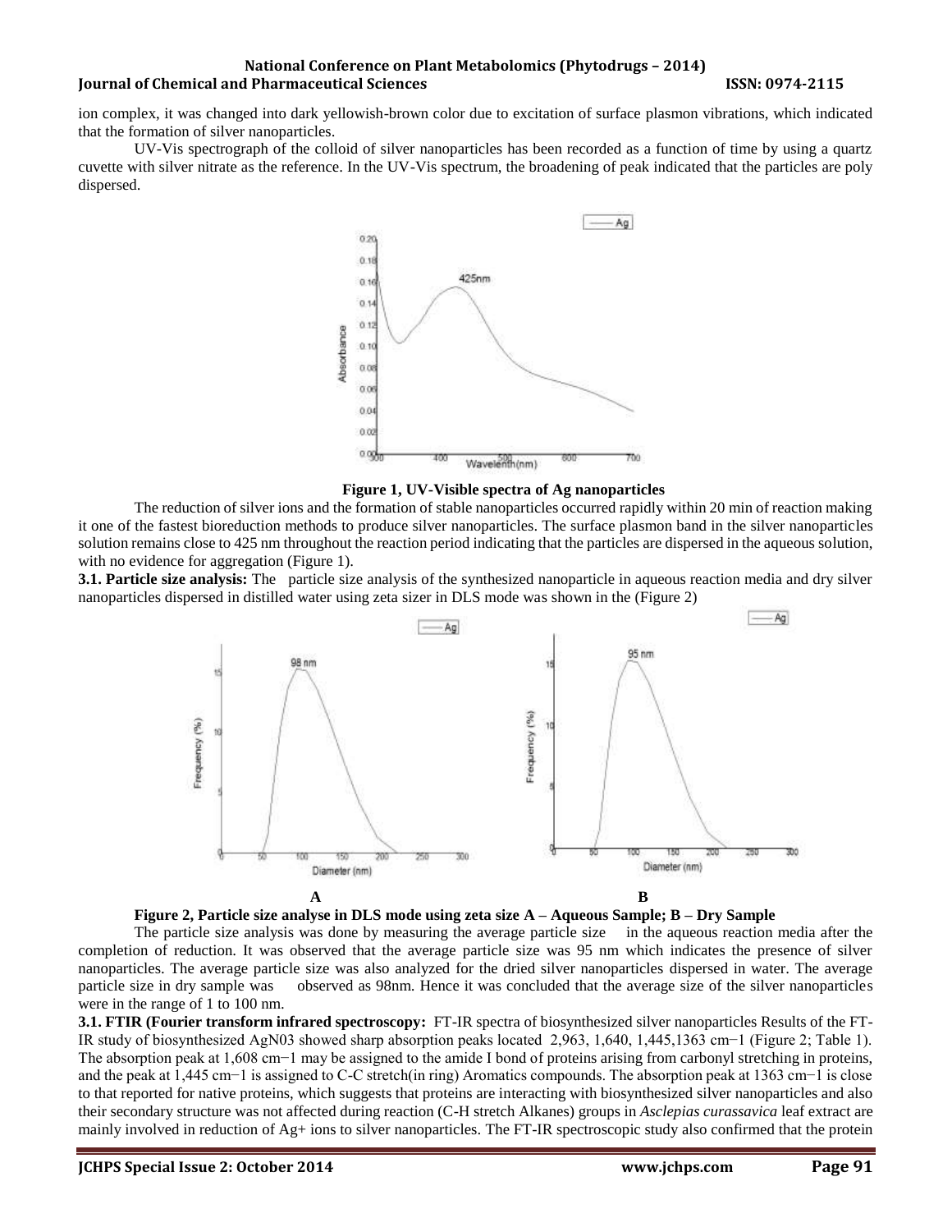ion complex, it was changed into dark yellowish-brown color due to excitation of surface plasmon vibrations, which indicated that the formation of silver nanoparticles.

UV-Vis spectrograph of the colloid of silver nanoparticles has been recorded as a function of time by using a quartz cuvette with silver nitrate as the reference. In the UV-Vis spectrum, the broadening of peak indicated that the particles are poly dispersed.

**Figure 1, UV-Visible spectra of Ag nanoparticles**

The reduction of silver ions and the formation of stable nanoparticles occurred rapidly within 20 min of reaction making it one of the fastest bioreduction methods to produce silver nanoparticles. The surface plasmon band in the silver nanoparticles solution remains close to 425 nm throughout the reaction period indicating that the particles are dispersed in the aqueous solution, with no evidence for aggregation (Figure 1).

**3.1. Particle size analysis:** The particle size analysis of the synthesized nanoparticle in aqueous reaction media and dry silver nanoparticles dispersed in distilled water using zeta sizer in DLS mode was shown in the (Figure 2)

**Figure 2, Particle size analyse in DLS mode using zeta size A – Aqueous Sample; B – Dry Sample**

The particle size analysis was done by measuring the average particle size in the aqueous reaction media after the completion of reduction. It was observed that the average particle size was 95 nm which indicates the presence of silver nanoparticles. The average particle size was also analyzed for the dried silver nanoparticles dispersed in water. The average particle size in dry sample was observed as 98nm. Hence it was concluded that the average size of the silver nanoparticles were in the range of 1 to 100 nm.

**3.1. FTIR (Fourier transform infrared spectroscopy:** FT-IR spectra of biosynthesized silver nanoparticles Results of the FT-IR study of biosynthesized AgN03 showed sharp absorption peaks located 2,963, 1,640, 1,445,1363 cm−1 (Figure 2; Table 1). The absorption peak at 1,608 cm−1 may be assigned to the amide I bond of proteins arising from carbonyl stretching in proteins, and the peak at 1,445 cm−1 is assigned to C-C stretch(in ring) Aromatics compounds. The absorption peak at 1363 cm−1 is close to that reported for native proteins, which suggests that proteins are interacting with biosynthesized silver nanoparticles and also their secondary structure was not affected during reaction (C-H stretch Alkanes) groups in *Asclepias curassavica* leaf extract are mainly involved in reduction of Ag+ ions to silver nanoparticles. The FT-IR spectroscopic study also confirmed that the protein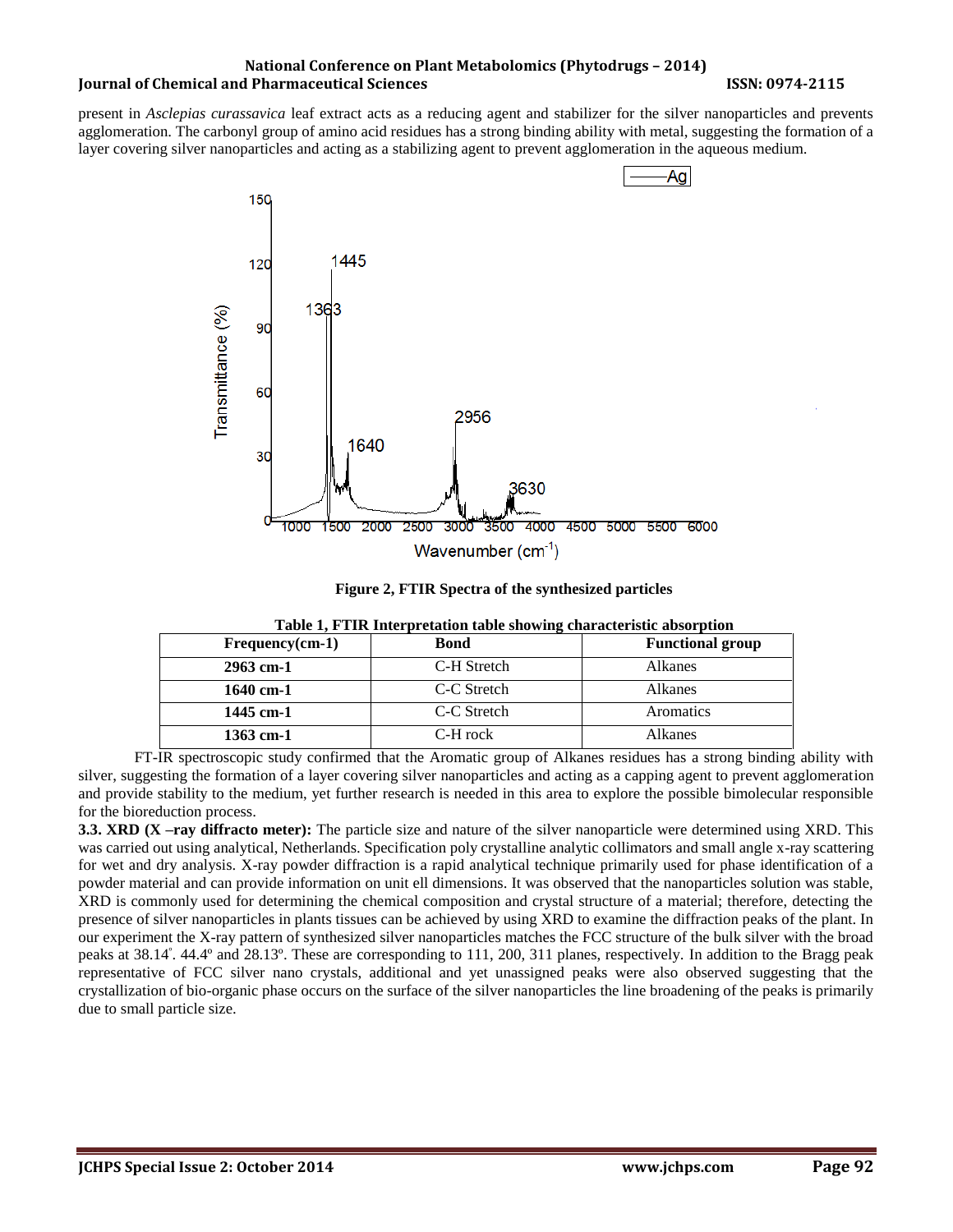present in *Asclepias curassavica* leaf extract acts as a reducing agent and stabilizer for the silver nanoparticles and prevents agglomeration. The carbonyl group of amino acid residues has a strong binding ability with metal, suggesting the formation of a layer covering silver nanoparticles and acting as a stabilizing agent to prevent agglomeration in the aqueous medium.

**Figure 2, FTIR Spectra of the synthesized particles**

**Table 1, FTIR Interpretation table showing characteristic absorption**

| Frequency(cm-1) | Bond | Functional group |
|---|---|---|
| **2963 cm-1** | C-H Stretch | Alkanes |
| **1640 cm-1** | C-C Stretch | Alkanes |
| **1445 cm-1** | C-C Stretch | Aromatics |
| **1363 cm-1** | C-H rock | Alkanes |

FT-IR spectroscopic study confirmed that the Aromatic group of Alkanes residues has a strong binding ability with silver, suggesting the formation of a layer covering silver nanoparticles and acting as a capping agent to prevent agglomeration and provide stability to the medium, yet further research is needed in this area to explore the possible bimolecular responsible for the bioreduction process.

**3.3. XRD (X –ray diffracto meter):** The particle size and nature of the silver nanoparticle were determined using XRD. This was carried out using analytical, Netherlands. Specification poly crystalline analytic collimators and small angle x-ray scattering for wet and dry analysis. X-ray powder diffraction is a rapid analytical technique primarily used for phase identification of a powder material and can provide information on unit ell dimensions. It was observed that the nanoparticles solution was stable, XRD is commonly used for determining the chemical composition and crystal structure of a material; therefore, detecting the presence of silver nanoparticles in plants tissues can be achieved by using XRD to examine the diffraction peaks of the plant. In our experiment the X-ray pattern of synthesized silver nanoparticles matches the FCC structure of the bulk silver with the broad peaks at 38.14°. 44.4º and 28.13º. These are corresponding to 111, 200, 311 planes, respectively. In addition to the Bragg peak representative of FCC silver nano crystals, additional and yet unassigned peaks were also observed suggesting that the crystallization of bio-organic phase occurs on the surface of the silver nanoparticles the line broadening of the peaks is primarily due to small particle size.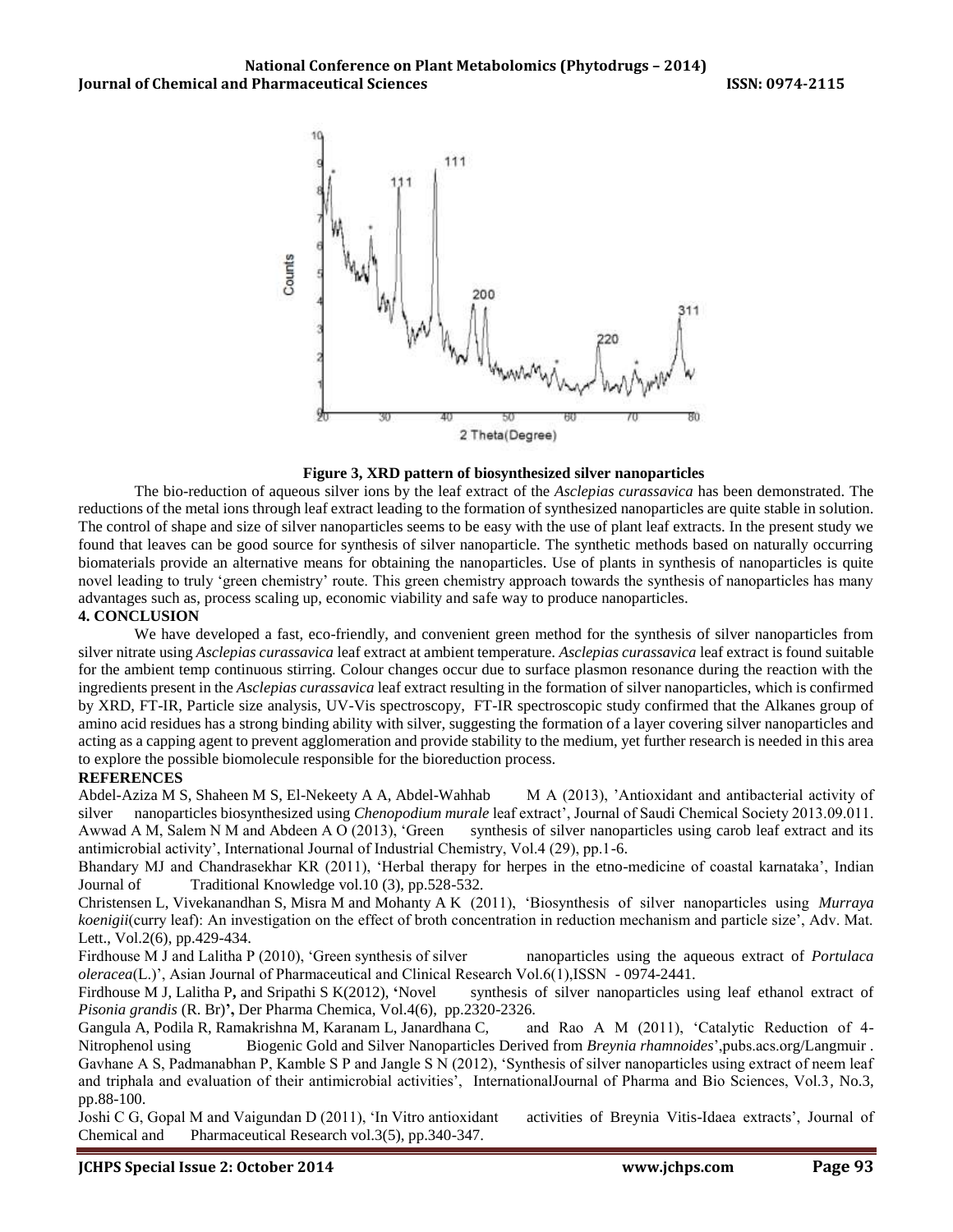**Figure 3, XRD pattern of biosynthesized silver nanoparticles**

The bio-reduction of aqueous silver ions by the leaf extract of the *Asclepias curassavica* has been demonstrated. The reductions of the metal ions through leaf extract leading to the formation of synthesized nanoparticles are quite stable in solution. The control of shape and size of silver nanoparticles seems to be easy with the use of plant leaf extracts. In the present study we found that leaves can be good source for synthesis of silver nanoparticle. The synthetic methods based on naturally occurring biomaterials provide an alternative means for obtaining the nanoparticles. Use of plants in synthesis of nanoparticles is quite novel leading to truly 'green chemistry' route. This green chemistry approach towards the synthesis of nanoparticles has many advantages such as, process scaling up, economic viability and safe way to produce nanoparticles.

## 4. CONCLUSION

We have developed a fast, eco-friendly, and convenient green method for the synthesis of silver nanoparticles from silver nitrate using *Asclepias curassavica* leaf extract at ambient temperature. *Asclepias curassavica* leaf extract is found suitable for the ambient temp continuous stirring. Colour changes occur due to surface plasmon resonance during the reaction with the ingredients present in the *Asclepias curassavica* leaf extract resulting in the formation of silver nanoparticles, which is confirmed by XRD, FT-IR, Particle size analysis, UV-Vis spectroscopy, FT-IR spectroscopic study confirmed that the Alkanes group of amino acid residues has a strong binding ability with silver, suggesting the formation of a layer covering silver nanoparticles and acting as a capping agent to prevent agglomeration and provide stability to the medium, yet further research is needed in this area to explore the possible biomolecule responsible for the bioreduction process.

## REFERENCES

Abdel-Aziza M S, Shaheen M S, El-Nekeety A A, Abdel-Wahhab M A (2013), 'Antioxidant and antibacterial activity of silver nanoparticles biosynthesized using *Chenopodium murale* leaf extract', Journal of Saudi Chemical Society 2013.09.011.

Awwad A M, Salem N M and Abdeen A O (2013), 'Green synthesis of silver nanoparticles using carob leaf extract and its antimicrobial activity', International Journal of Industrial Chemistry, Vol.4 (29), pp.1-6.

Bhandary MJ and Chandrasekhar KR (2011), 'Herbal therapy for herpes in the etno-medicine of coastal karnataka', Indian Journal of Traditional Knowledge vol.10 (3), pp.528-532.

Christensen L, Vivekanandhan S, Misra M and Mohanty A K (2011), 'Biosynthesis of silver nanoparticles using *Murraya koenigii*(curry leaf): An investigation on the effect of broth concentration in reduction mechanism and particle size', Adv. Mat. Lett., Vol.2(6), pp.429-434.

Firdhouse M J and Lalitha P (2010), 'Green synthesis of silver nanoparticles using the aqueous extract of *Portulaca oleracea*(L.)', Asian Journal of Pharmaceutical and Clinical Research Vol.6(1),ISSN - 0974-2441.

Firdhouse M J, Lalitha P**,** and Sripathi S K(2012), **'**Novel synthesis of silver nanoparticles using leaf ethanol extract of *Pisonia grandis* (R. Br)**',** Der Pharma Chemica, Vol.4(6), pp.2320-2326.

Gangula A, Podila R, Ramakrishna M, Karanam L, Janardhana C, and Rao A M (2011), 'Catalytic Reduction of 4-Nitrophenol using Biogenic Gold and Silver Nanoparticles Derived from *Breynia rhamnoides*',pubs.acs.org/Langmuir .

Gavhane A S, Padmanabhan P, Kamble S P and Jangle S N (2012), 'Synthesis of silver nanoparticles using extract of neem leaf and triphala and evaluation of their antimicrobial activities', InternationalJournal of Pharma and Bio Sciences, Vol.3, No.3, pp.88-100.

Joshi C G, Gopal M and Vaigundan D (2011), 'In Vitro antioxidant activities of Breynia Vitis-Idaea extracts', Journal of Chemical and Pharmaceutical Research vol.3(5), pp.340-347.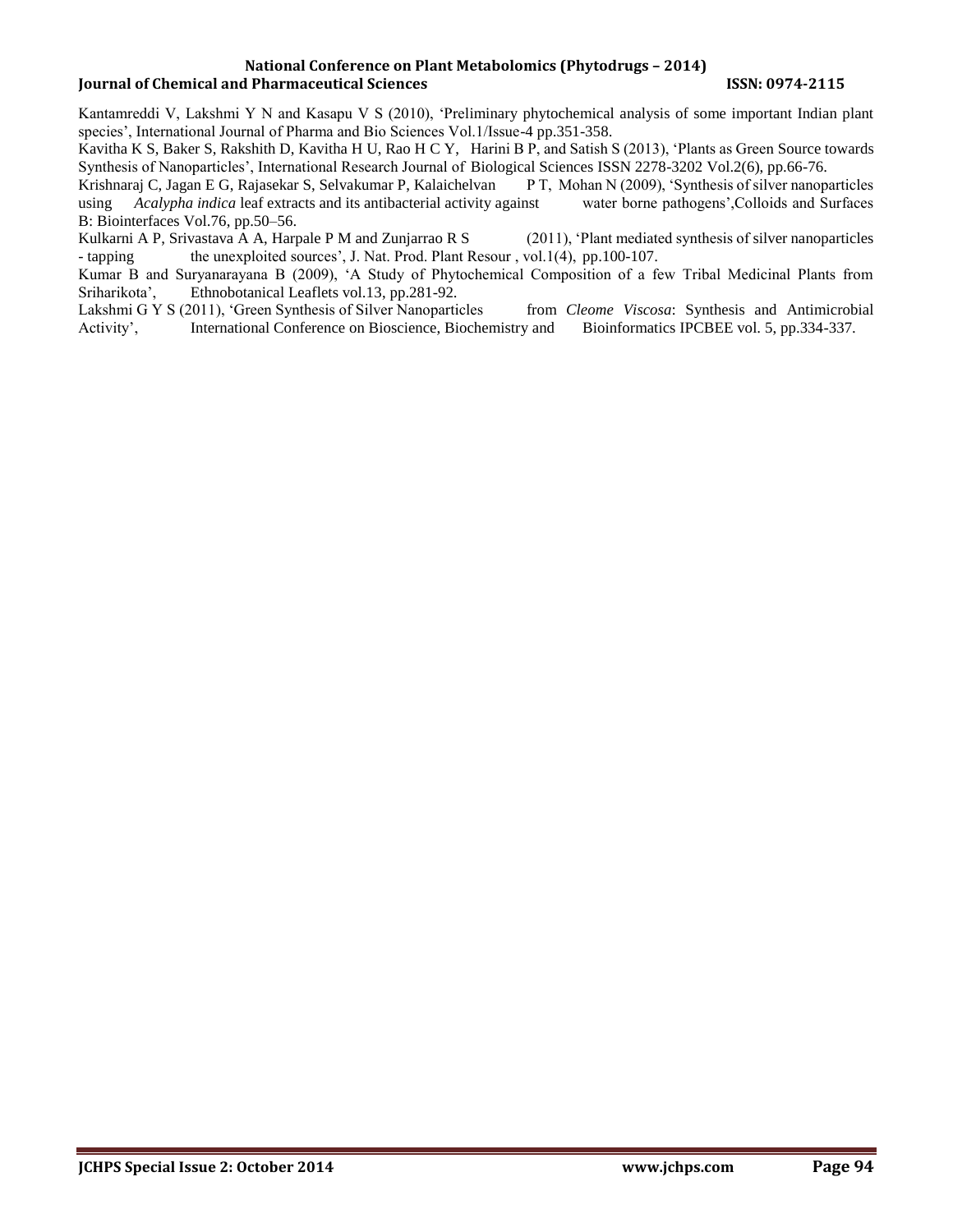Kantamreddi V, Lakshmi Y N and Kasapu V S (2010), 'Preliminary phytochemical analysis of some important Indian plant species', International Journal of Pharma and Bio Sciences Vol.1/Issue-4 pp.351-358.

Kavitha K S, Baker S, Rakshith D, Kavitha H U, Rao H C Y, Harini B P, and Satish S (2013), 'Plants as Green Source towards Synthesis of Nanoparticles', International Research Journal of Biological Sciences ISSN 2278-3202 Vol.2(6), pp.66-76.

Krishnaraj C, Jagan E G, Rajasekar S, Selvakumar P, Kalaichelvan P T, Mohan N (2009), 'Synthesis of silver nanoparticles using *Acalypha indica* leaf extracts and its antibacterial activity against water borne pathogens',Colloids and Surfaces B: Biointerfaces Vol.76, pp.50–56.

Kulkarni A P, Srivastava A A, Harpale P M and Zunjarrao R S (2011), 'Plant mediated synthesis of silver nanoparticles - tapping the unexploited sources', J. Nat. Prod. Plant Resour , vol.1(4), pp.100-107.

Kumar B and Suryanarayana B (2009), 'A Study of Phytochemical Composition of a few Tribal Medicinal Plants from Sriharikota', Ethnobotanical Leaflets vol.13, pp.281-92.

Lakshmi G Y S (2011), 'Green Synthesis of Silver Nanoparticles from *Cleome Viscosa*: Synthesis and Antimicrobial Activity', International Conference on Bioscience, Biochemistry and Bioinformatics IPCBEE vol. 5, pp.334-337.